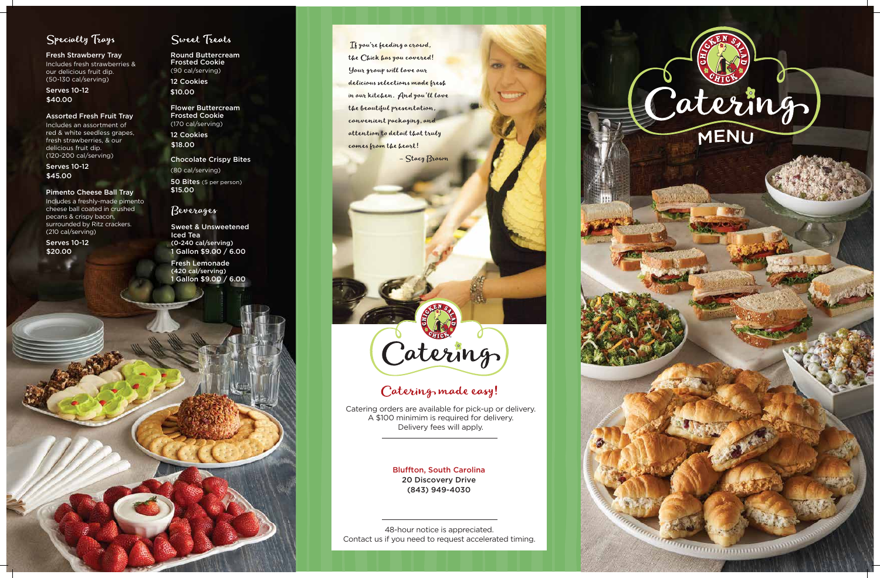## Specialty Trays

**Fresh Strawberry Tray**
Includes fresh strawberries & our delicious fruit dip.
(50-130 cal/serving)

**Serves 10-12**
**$40.00**

**Assorted Fresh Fruit Tray**
Includes an assortment of red & white seedless grapes, fresh strawberries, & our delicious fruit dip.
(120-200 cal/serving)

**Serves 10-12**
**$45.00**

**Pimento Cheese Ball Tray**
Includes a freshly-made pimento cheese ball coated in crushed pecans & crispy bacon, surrounded by Ritz crackers.
(210 cal/serving)

**Serves 10-12**
**$20.00**

## Sweet Treats

**Round Buttercream Frosted Cookie**
(90 cal/serving)

**12 Cookies**
**$10.00**

**Flower Buttercream Frosted Cookie**
(170 cal/serving)

**12 Cookies**
**$18.00**

**Chocolate Crispy Bites**
(80 cal/serving)

**50 Bites** (5 per person)
**$15.00**

## Beverages

**Sweet & Unsweetened Iced Tea**
**(0-240 cal/serving)**
**1 Gallon $9.00 / 6.00**

**Fresh Lemonade**
**(420 cal/serving)**
**1 Gallon $9.00 / 6.00**

*If you're feeding a crowd, the Chick has you covered! Your group will love our delicious selections made fresh in our kitchen. And you'll love the beautiful presentation, convenient packaging, and attention to detail that truly comes from the heart!*

*– Stacy Brown*

Chicken Salad Chick

Catering

## Catering made easy!

Catering orders are available for pick-up or delivery.
A $100 minimim is required for delivery.
Delivery fees will apply.

---

**Bluffton, South Carolina**
**20 Discovery Drive**
**(843) 949-4030**

---

48-hour notice is appreciated.
Contact us if you need to request accelerated timing.

Chicken Salad Chick

# Catering MENU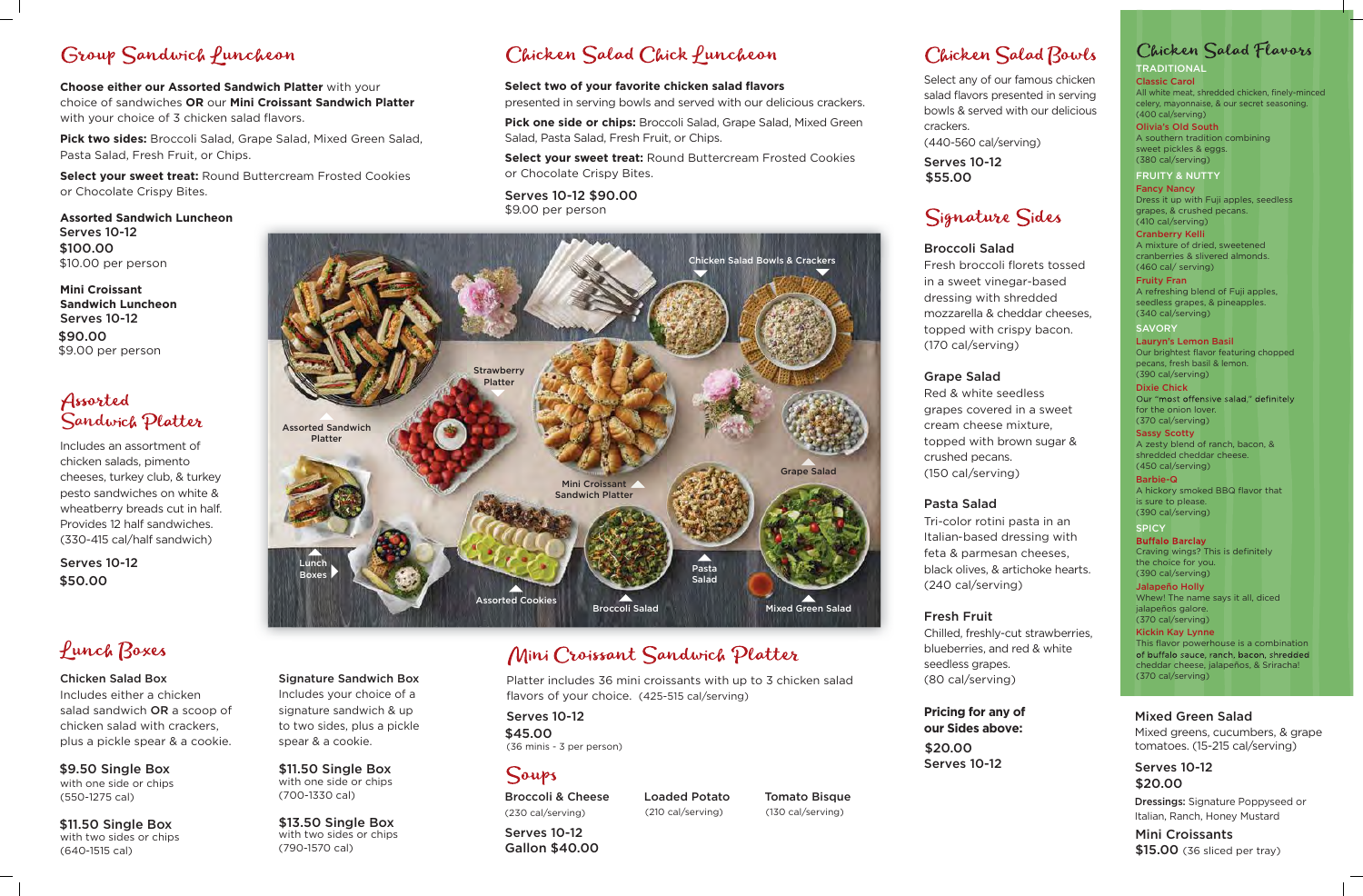## Group Sandwich Luncheon

**Choose either our Assorted Sandwich Platter** with your choice of sandwiches **OR** our **Mini Croissant Sandwich Platter** with your choice of 3 chicken salad flavors.

**Pick two sides:** Broccoli Salad, Grape Salad, Mixed Green Salad, Pasta Salad, Fresh Fruit, or Chips.

**Select your sweet treat:** Round Buttercream Frosted Cookies or Chocolate Crispy Bites.

**Assorted Sandwich Luncheon**
Serves 10-12
$100.00
$10.00 per person

**Mini Croissant Sandwich Luncheon**
Serves 10-12
$90.00
$9.00 per person

## Assorted Sandwich Platter

Includes an assortment of chicken salads, pimento cheeses, turkey club, & turkey pesto sandwiches on white & wheatberry breads cut in half. Provides 12 half sandwiches. (330-415 cal/half sandwich)

Serves 10-12
$50.00

## Lunch Boxes

**Chicken Salad Box**
Includes either a chicken salad sandwich **OR** a scoop of chicken salad with crackers, plus a pickle spear & a cookie.

**$9.50 Single Box**
with one side or chips
(550-1275 cal)

**$11.50 Single Box**
with two sides or chips
(640-1515 cal)

**Signature Sandwich Box**
Includes your choice of a signature sandwich & up to two sides, plus a pickle spear & a cookie.

**$11.50 Single Box**
with one side or chips
(700-1330 cal)

**$13.50 Single Box**
with two sides or chips
(790-1570 cal)

## Chicken Salad Chick Luncheon

**Select two of your favorite chicken salad flavors** presented in serving bowls and served with our delicious crackers.

**Pick one side or chips:** Broccoli Salad, Grape Salad, Mixed Green Salad, Pasta Salad, Fresh Fruit, or Chips.

**Select your sweet treat:** Round Buttercream Frosted Cookies or Chocolate Crispy Bites.

Serves 10-12 $90.00
$9.00 per person

Chicken Salad Bowls & Crackers
Strawberry Platter
Assorted Sandwich Platter
Mini Croissant Sandwich Platter
Grape Salad
Lunch Boxes
Pasta Salad
Assorted Cookies
Broccoli Salad
Mixed Green Salad

## Mini Croissant Sandwich Platter

Platter includes 36 mini croissants with up to 3 chicken salad flavors of your choice. (425-515 cal/serving)

Serves 10-12
$45.00
(36 minis - 3 per person)

## Soups

**Broccoli & Cheese**
(230 cal/serving)

**Loaded Potato**
(210 cal/serving)

**Tomato Bisque**
(130 cal/serving)

Serves 10-12
Gallon $40.00

## Chicken Salad Bowls

Select any of our famous chicken salad flavors presented in serving bowls & served with our delicious crackers.
(440-560 cal/serving)

Serves 10-12
$55.00

## Signature Sides

**Broccoli Salad**
Fresh broccoli florets tossed in a sweet vinegar-based dressing with shredded mozzarella & cheddar cheeses, topped with crispy bacon. (170 cal/serving)

**Grape Salad**
Red & white seedless grapes covered in a sweet cream cheese mixture, topped with brown sugar & crushed pecans. (150 cal/serving)

**Pasta Salad**
Tri-color rotini pasta in an Italian-based dressing with feta & parmesan cheeses, black olives, & artichoke hearts. (240 cal/serving)

**Fresh Fruit**
Chilled, freshly-cut strawberries, blueberries, and red & white seedless grapes. (80 cal/serving)

**Pricing for any of our Sides above:**
$20.00
Serves 10-12

## Chicken Salad Flavors

### TRADITIONAL

**Classic Carol**
All white meat, shredded chicken, finely-minced celery, mayonnaise, & our secret seasoning. (400 cal/serving)

**Olivia's Old South**
A southern tradition combining sweet pickles & eggs. (380 cal/serving)

### FRUITY & NUTTY

**Fancy Nancy**
Dress it up with Fuji apples, seedless grapes, & crushed pecans. (410 cal/serving)

**Cranberry Kelli**
A mixture of dried, sweetened cranberries & slivered almonds. (460 cal/ serving)

**Fruity Fran**
A refreshing blend of Fuji apples, seedless grapes, & pineapples. (340 cal/serving)

### SAVORY

**Lauryn's Lemon Basil**
Our brightest flavor featuring chopped pecans, fresh basil & lemon. (390 cal/serving)

**Dixie Chick**
Our "most offensive salad," definitely for the onion lover. (370 cal/serving)

**Sassy Scotty**
A zesty blend of ranch, bacon, & shredded cheddar cheese. (450 cal/serving)

**Barbie-Q**
A hickory smoked BBQ flavor that is sure to please. (390 cal/serving)

### SPICY

**Buffalo Barclay**
Craving wings? This is definitely the choice for you. (390 cal/serving)

**Jalapeño Holly**
Whew! The name says it all, diced jalapeños galore. (370 cal/serving)

**Kickin Kay Lynne**
This flavor powerhouse is a combination of buffalo sauce, ranch, bacon, shredded cheddar cheese, jalapeños, & Sriracha! (370 cal/serving)

**Mixed Green Salad**
Mixed greens, cucumbers, & grape tomatoes. (15-215 cal/serving)

Serves 10-12
$20.00

**Dressings:** Signature Poppyseed or Italian, Ranch, Honey Mustard

**Mini Croissants**
$15.00 (36 sliced per tray)